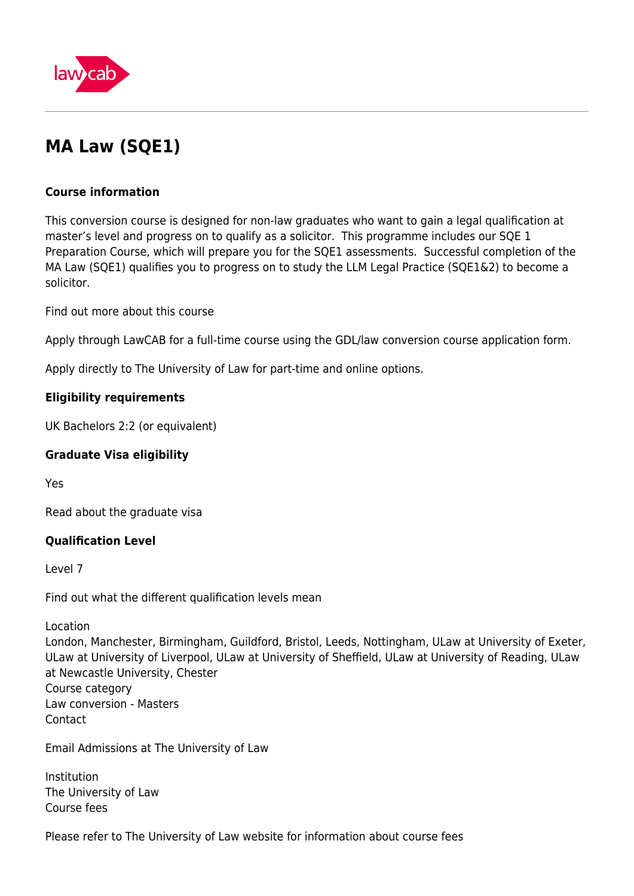lawcab

# MA Law (SQE1)

### Course information

This conversion course is designed for non-law graduates who want to gain a legal qualification at master's level and progress on to qualify as a solicitor. This programme includes our SQE 1 Preparation Course, which will prepare you for the SQE1 assessments. Successful completion of the MA Law (SQE1) qualifies you to progress on to study the LLM Legal Practice (SQE1&2) to become a solicitor.

Find out more about this course

Apply through LawCAB for a full-time course using the GDL/law conversion course application form.

Apply directly to The University of Law for part-time and online options.

### Eligibility requirements

UK Bachelors 2:2 (or equivalent)

### Graduate Visa eligibility

Yes

Read about the graduate visa

### Qualification Level

Level 7

Find out what the different qualification levels mean

Location
London, Manchester, Birmingham, Guildford, Bristol, Leeds, Nottingham, ULaw at University of Exeter, ULaw at University of Liverpool, ULaw at University of Sheffield, ULaw at University of Reading, ULaw at Newcastle University, Chester
Course category
Law conversion - Masters
Contact

Email Admissions at The University of Law

Institution
The University of Law
Course fees

Please refer to The University of Law website for information about course fees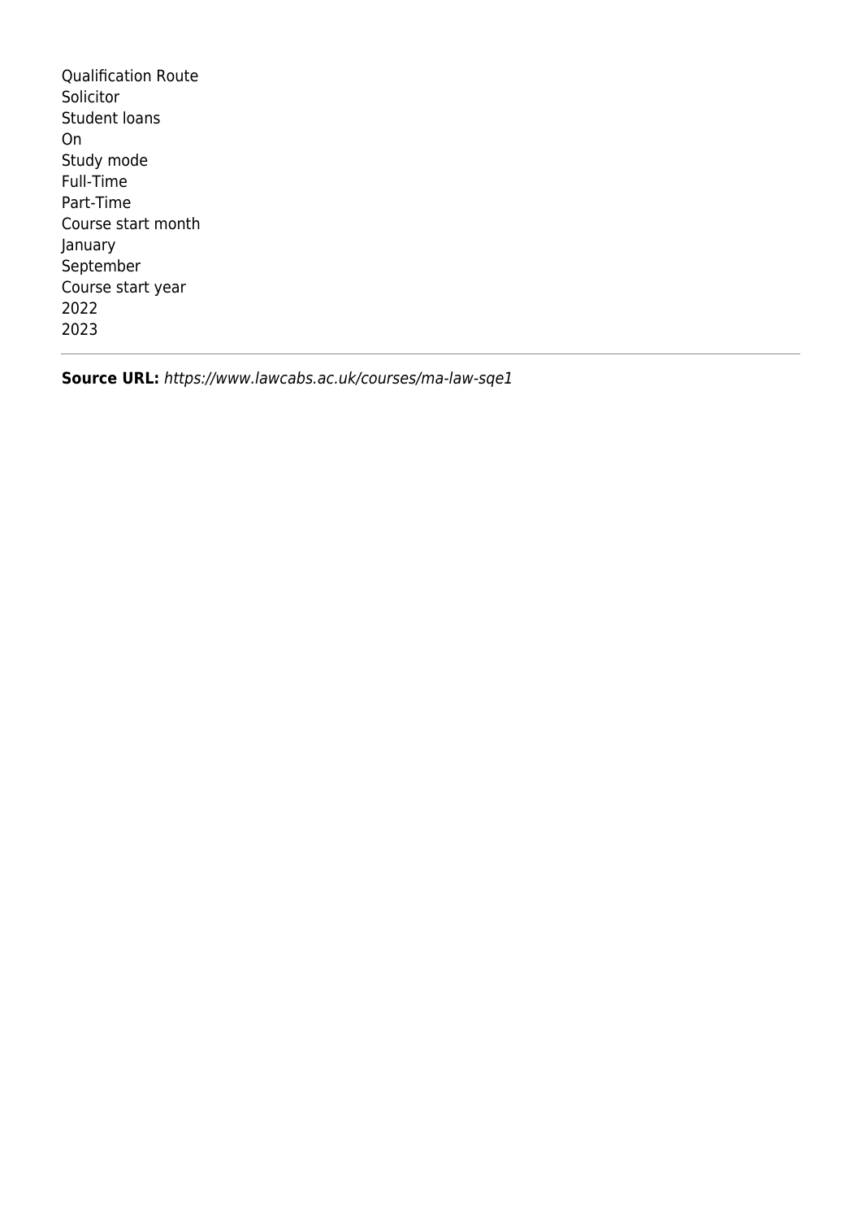Qualification Route
Solicitor
Student loans
On
Study mode
Full-Time
Part-Time
Course start month
January
September
Course start year
2022
2023

---

**Source URL:** *https://www.lawcabs.ac.uk/courses/ma-law-sqe1*